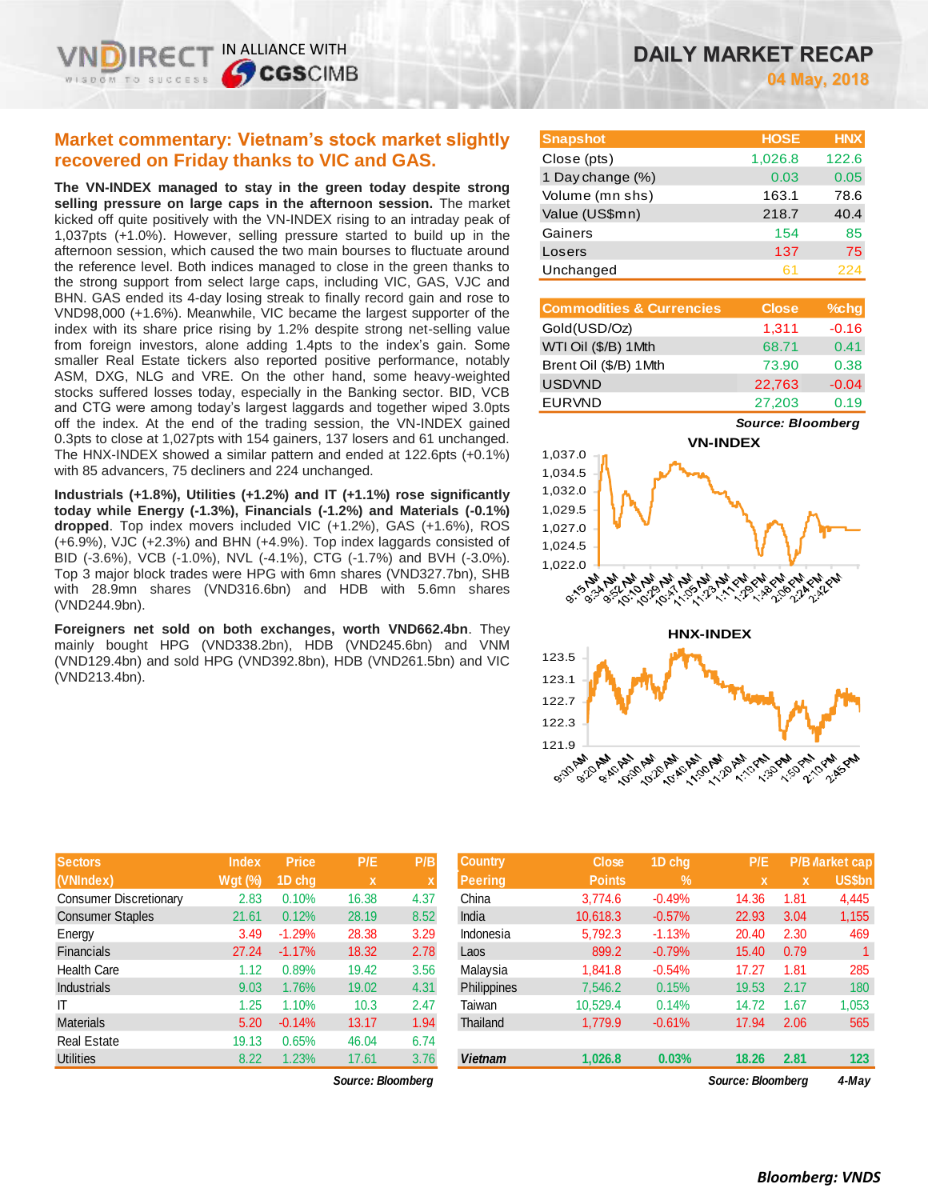# DAILY MARKET RECAP

**04 May, 2018**

## Market commentary: Vietnam's stock market slightly recovered on Friday thanks to VIC and GAS.

**The VN-INDEX managed to stay in the green today despite strong selling pressure on large caps in the afternoon session.** The market kicked off quite positively with the VN-INDEX rising to an intraday peak of 1,037pts (+1.0%). However, selling pressure started to build up in the afternoon session, which caused the two main bourses to fluctuate around the reference level. Both indices managed to close in the green thanks to the strong support from select large caps, including VIC, GAS, VJC and BHN. GAS ended its 4-day losing streak to finally record gain and rose to VND98,000 (+1.6%). Meanwhile, VIC became the largest supporter of the index with its share price rising by 1.2% despite strong net-selling value from foreign investors, alone adding 1.4pts to the index's gain. Some smaller Real Estate tickers also reported positive performance, notably ASM, DXG, NLG and VRE. On the other hand, some heavy-weighted stocks suffered losses today, especially in the Banking sector. BID, VCB and CTG were among today's largest laggards and together wiped 3.0pts off the index. At the end of the trading session, the VN-INDEX gained 0.3pts to close at 1,027pts with 154 gainers, 137 losers and 61 unchanged. The HNX-INDEX showed a similar pattern and ended at 122.6pts (+0.1%) with 85 advancers, 75 decliners and 224 unchanged.

**Industrials (+1.8%), Utilities (+1.2%) and IT (+1.1%) rose significantly today while Energy (-1.3%), Financials (-1.2%) and Materials (-0.1%) dropped**. Top index movers included VIC (+1.2%), GAS (+1.6%), ROS (+6.9%), VJC (+2.3%) and BHN (+4.9%). Top index laggards consisted of BID (-3.6%), VCB (-1.0%), NVL (-4.1%), CTG (-1.7%) and BVH (-3.0%). Top 3 major block trades were HPG with 6mn shares (VND327.7bn), SHB with 28.9mn shares (VND316.6bn) and HDB with 5.6mn shares (VND244.9bn).

**Foreigners net sold on both exchanges, worth VND662.4bn**. They mainly bought HPG (VND338.2bn), HDB (VND245.6bn) and VNM (VND129.4bn) and sold HPG (VND392.8bn), HDB (VND261.5bn) and VIC (VND213.4bn).

| Snapshot | HOSE | HNX |
|---|---|---|
| Close (pts) | 1,026.8 | 122.6 |
| 1 Day change (%) | 0.03 | 0.05 |
| Volume (mn shs) | 163.1 | 78.6 |
| Value (US$mn) | 218.7 | 40.4 |
| Gainers | 154 | 85 |
| Losers | 137 | 75 |
| Unchanged | 61 | 224 |

| Commodities & Currencies | Close | %chg |
|---|---|---|
| Gold(USD/Oz) | 1,311 | -0.16 |
| WTI Oil ($/B) 1Mth | 68.71 | 0.41 |
| Brent Oil ($/B) 1Mth | 73.90 | 0.38 |
| USDVND | 22,763 | -0.04 |
| EURVND | 27,203 | 0.19 |

*Source: Bloomberg*

| Sectors (VNIndex) | Index Wgt (%) | Price 1D chg | P/E x | P/B x |
|---|---|---|---|---|
| Consumer Discretionary | 2.83 | 0.10% | 16.38 | 4.37 |
| Consumer Staples | 21.61 | 0.12% | 28.19 | 8.52 |
| Energy | 3.49 | -1.29% | 28.38 | 3.29 |
| Financials | 27.24 | -1.17% | 18.32 | 2.78 |
| Health Care | 1.12 | 0.89% | 19.42 | 3.56 |
| Industrials | 9.03 | 1.76% | 19.02 | 4.31 |
| IT | 1.25 | 1.10% | 10.3 | 2.47 |
| Materials | 5.20 | -0.14% | 13.17 | 1.94 |
| Real Estate | 19.13 | 0.65% | 46.04 | 6.74 |
| Utilities | 8.22 | 1.23% | 17.61 | 3.76 |

*Source: Bloomberg*

| Country Peering | Close Points | 1D chg % | P/E x | P/B x | Market cap US$bn |
|---|---|---|---|---|---|
| China | 3,774.6 | -0.49% | 14.36 | 1.81 | 4,445 |
| India | 10,618.3 | -0.57% | 22.93 | 3.04 | 1,155 |
| Indonesia | 5,792.3 | -1.13% | 20.40 | 2.30 | 469 |
| Laos | 899.2 | -0.79% | 15.40 | 0.79 | 1 |
| Malaysia | 1,841.8 | -0.54% | 17.27 | 1.81 | 285 |
| Philippines | 7,546.2 | 0.15% | 19.53 | 2.17 | 180 |
| Taiwan | 10,529.4 | 0.14% | 14.72 | 1.67 | 1,053 |
| Thailand | 1,779.9 | -0.61% | 17.94 | 2.06 | 565 |
| **Vietnam** | **1,026.8** | **0.03%** | **18.26** | **2.81** | **123** |

*Source: Bloomberg* *4-May*

*Bloomberg: VNDS*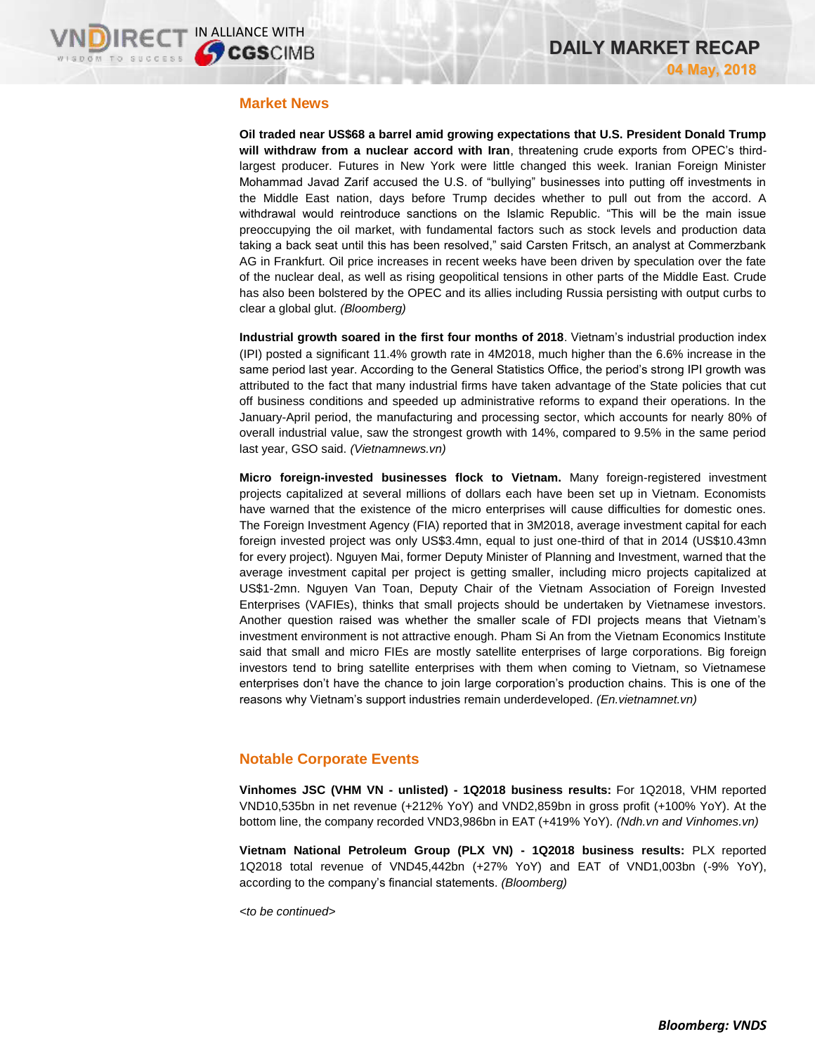## Market News

**Oil traded near US$68 a barrel amid growing expectations that U.S. President Donald Trump will withdraw from a nuclear accord with Iran**, threatening crude exports from OPEC's third-largest producer. Futures in New York were little changed this week. Iranian Foreign Minister Mohammad Javad Zarif accused the U.S. of "bullying" businesses into putting off investments in the Middle East nation, days before Trump decides whether to pull out from the accord. A withdrawal would reintroduce sanctions on the Islamic Republic. "This will be the main issue preoccupying the oil market, with fundamental factors such as stock levels and production data taking a back seat until this has been resolved," said Carsten Fritsch, an analyst at Commerzbank AG in Frankfurt. Oil price increases in recent weeks have been driven by speculation over the fate of the nuclear deal, as well as rising geopolitical tensions in other parts of the Middle East. Crude has also been bolstered by the OPEC and its allies including Russia persisting with output curbs to clear a global glut. *(Bloomberg)*

**Industrial growth soared in the first four months of 2018**. Vietnam's industrial production index (IPI) posted a significant 11.4% growth rate in 4M2018, much higher than the 6.6% increase in the same period last year. According to the General Statistics Office, the period's strong IPI growth was attributed to the fact that many industrial firms have taken advantage of the State policies that cut off business conditions and speeded up administrative reforms to expand their operations. In the January-April period, the manufacturing and processing sector, which accounts for nearly 80% of overall industrial value, saw the strongest growth with 14%, compared to 9.5% in the same period last year, GSO said. *(Vietnamnews.vn)*

**Micro foreign-invested businesses flock to Vietnam.** Many foreign-registered investment projects capitalized at several millions of dollars each have been set up in Vietnam. Economists have warned that the existence of the micro enterprises will cause difficulties for domestic ones. The Foreign Investment Agency (FIA) reported that in 3M2018, average investment capital for each foreign invested project was only US$3.4mn, equal to just one-third of that in 2014 (US$10.43mn for every project). Nguyen Mai, former Deputy Minister of Planning and Investment, warned that the average investment capital per project is getting smaller, including micro projects capitalized at US$1-2mn. Nguyen Van Toan, Deputy Chair of the Vietnam Association of Foreign Invested Enterprises (VAFIEs), thinks that small projects should be undertaken by Vietnamese investors. Another question raised was whether the smaller scale of FDI projects means that Vietnam's investment environment is not attractive enough. Pham Si An from the Vietnam Economics Institute said that small and micro FIEs are mostly satellite enterprises of large corporations. Big foreign investors tend to bring satellite enterprises with them when coming to Vietnam, so Vietnamese enterprises don't have the chance to join large corporation's production chains. This is one of the reasons why Vietnam's support industries remain underdeveloped. *(En.vietnamnet.vn)*

## Notable Corporate Events

**Vinhomes JSC (VHM VN - unlisted) - 1Q2018 business results:** For 1Q2018, VHM reported VND10,535bn in net revenue (+212% YoY) and VND2,859bn in gross profit (+100% YoY). At the bottom line, the company recorded VND3,986bn in EAT (+419% YoY). *(Ndh.vn and Vinhomes.vn)*

**Vietnam National Petroleum Group (PLX VN) - 1Q2018 business results:** PLX reported 1Q2018 total revenue of VND45,442bn (+27% YoY) and EAT of VND1,003bn (-9% YoY), according to the company's financial statements. *(Bloomberg)*

*<to be continued>*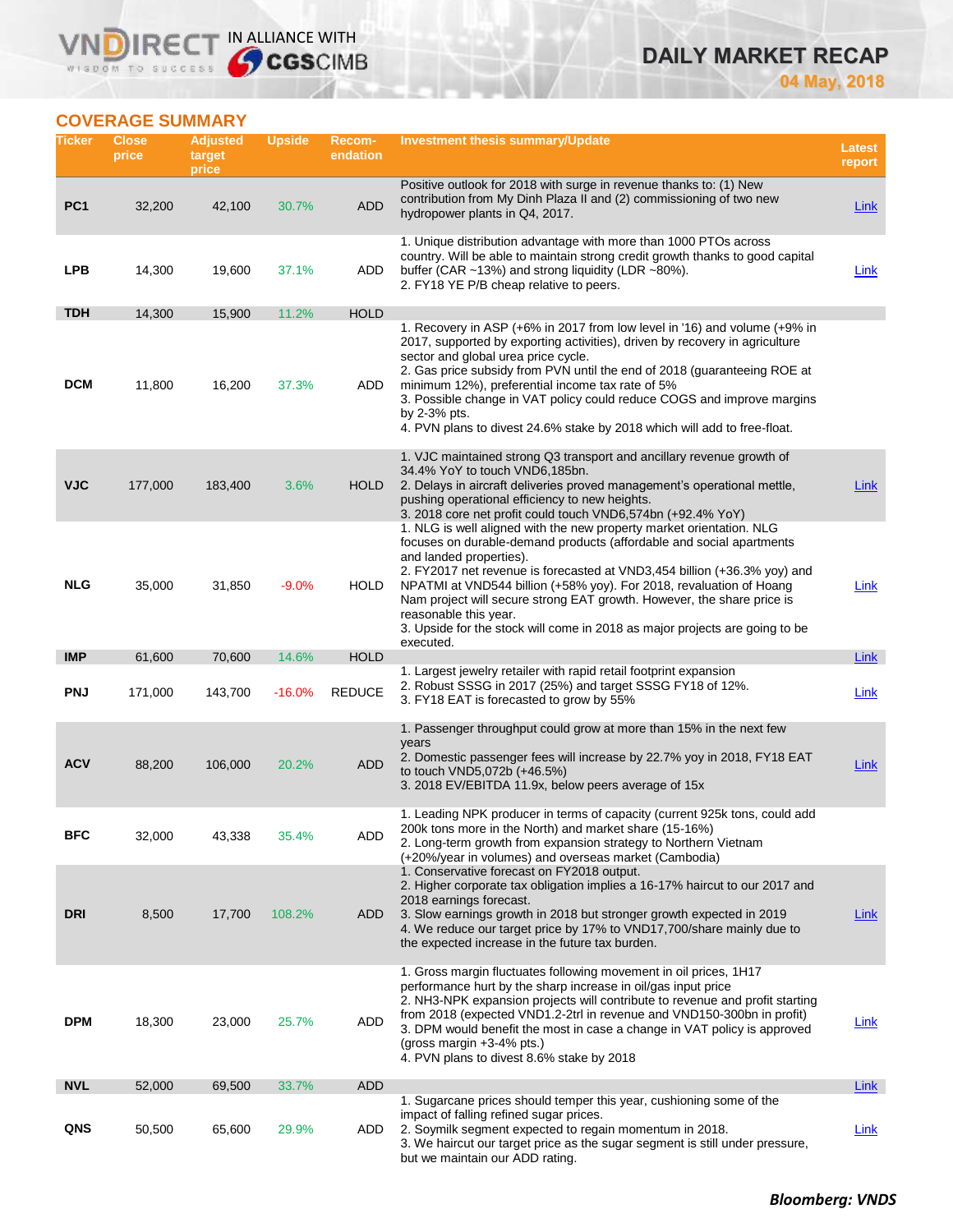# DAILY MARKET RECAP

04 May, 2018

## COVERAGE SUMMARY

| Ticker | Close price | Adjusted target price | Upside | Recom-endation | Investment thesis summary/Update | Latest report |
|---|---|---|---|---|---|---|
| PC1 | 32,200 | 42,100 | 30.7% | ADD | Positive outlook for 2018 with surge in revenue thanks to: (1) New contribution from My Dinh Plaza II and (2) commissioning of two new hydropower plants in Q4, 2017. | Link |
| LPB | 14,300 | 19,600 | 37.1% | ADD | 1. Unique distribution advantage with more than 1000 PTOs across country. Will be able to maintain strong credit growth thanks to good capital buffer (CAR ~13%) and strong liquidity (LDR ~80%). 2. FY18 YE P/B cheap relative to peers. | Link |
| TDH | 14,300 | 15,900 | 11.2% | HOLD | | |
| DCM | 11,800 | 16,200 | 37.3% | ADD | 1. Recovery in ASP (+6% in 2017 from low level in '16) and volume (+9% in 2017, supported by exporting activities), driven by recovery in agriculture sector and global urea price cycle. 2. Gas price subsidy from PVN until the end of 2018 (guaranteeing ROE at minimum 12%), preferential income tax rate of 5% 3. Possible change in VAT policy could reduce COGS and improve margins by 2-3% pts. 4. PVN plans to divest 24.6% stake by 2018 which will add to free-float. | |
| VJC | 177,000 | 183,400 | 3.6% | HOLD | 1. VJC maintained strong Q3 transport and ancillary revenue growth of 34.4% YoY to touch VND6,185bn. 2. Delays in aircraft deliveries proved management's operational mettle, pushing operational efficiency to new heights. 3. 2018 core net profit could touch VND6,574bn (+92.4% YoY) | Link |
| NLG | 35,000 | 31,850 | -9.0% | HOLD | 1. NLG is well aligned with the new property market orientation. NLG focuses on durable-demand products (affordable and social apartments and landed properties). 2. FY2017 net revenue is forecasted at VND3,454 billion (+36.3% yoy) and NPATMI at VND544 billion (+58% yoy). For 2018, revaluation of Hoang Nam project will secure strong EAT growth. However, the share price is reasonable this year. 3. Upside for the stock will come in 2018 as major projects are going to be executed. | Link |
| IMP | 61,600 | 70,600 | 14.6% | HOLD | | Link |
| PNJ | 171,000 | 143,700 | -16.0% | REDUCE | 1. Largest jewelry retailer with rapid retail footprint expansion 2. Robust SSSG in 2017 (25%) and target SSSG FY18 of 12%. 3. FY18 EAT is forecasted to grow by 55% | Link |
| ACV | 88,200 | 106,000 | 20.2% | ADD | 1. Passenger throughput could grow at more than 15% in the next few years 2. Domestic passenger fees will increase by 22.7% yoy in 2018, FY18 EAT to touch VND5,072b (+46.5%) 3. 2018 EV/EBITDA 11.9x, below peers average of 15x | Link |
| BFC | 32,000 | 43,338 | 35.4% | ADD | 1. Leading NPK producer in terms of capacity (current 925k tons, could add 200k tons more in the North) and market share (15-16%) 2. Long-term growth from expansion strategy to Northern Vietnam (+20%/year in volumes) and overseas market (Cambodia) | |
| DRI | 8,500 | 17,700 | 108.2% | ADD | 1. Conservative forecast on FY2018 output. 2. Higher corporate tax obligation implies a 16-17% haircut to our 2017 and 2018 earnings forecast. 3. Slow earnings growth in 2018 but stronger growth expected in 2019 4. We reduce our target price by 17% to VND17,700/share mainly due to the expected increase in the future tax burden. | Link |
| DPM | 18,300 | 23,000 | 25.7% | ADD | 1. Gross margin fluctuates following movement in oil prices, 1H17 performance hurt by the sharp increase in oil/gas input price 2. NH3-NPK expansion projects will contribute to revenue and profit starting from 2018 (expected VND1.2-2trl in revenue and VND150-300bn in profit) 3. DPM would benefit the most in case a change in VAT policy is approved (gross margin +3-4% pts.) 4. PVN plans to divest 8.6% stake by 2018 | Link |
| NVL | 52,000 | 69,500 | 33.7% | ADD | | Link |
| QNS | 50,500 | 65,600 | 29.9% | ADD | 1. Sugarcane prices should temper this year, cushioning some of the impact of falling refined sugar prices. 2. Soymilk segment expected to regain momentum in 2018. 3. We haircut our target price as the sugar segment is still under pressure, but we maintain our ADD rating. | Link |

***Bloomberg: VNDS***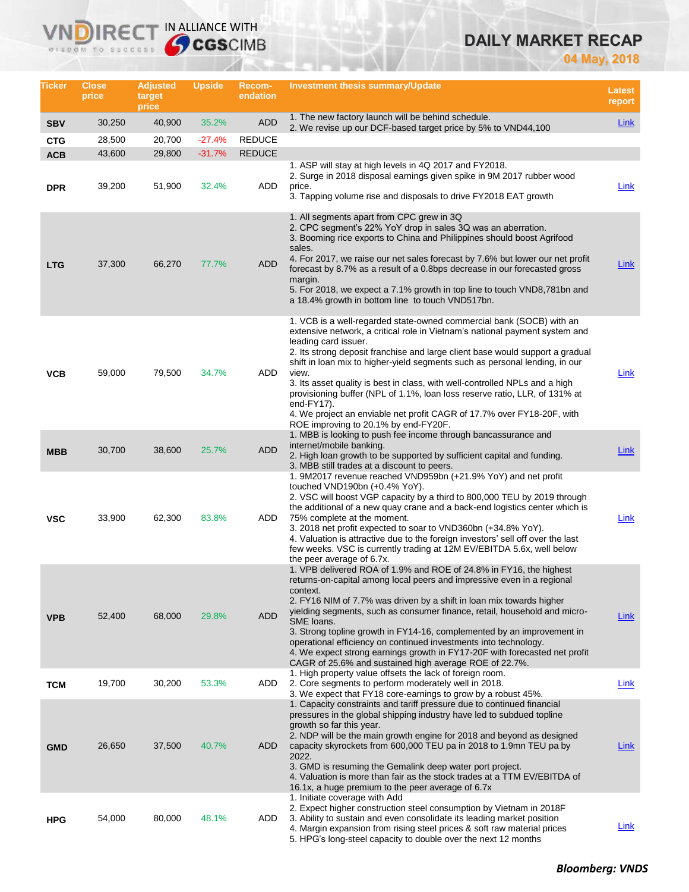# DAILY MARKET RECAP

**04 May, 2018**

| Ticker | Close price | Adjusted target price | Upside | Recom-endation | Investment thesis summary/Update | Latest report |
|---|---|---|---|---|---|---|
| SBV | 30,250 | 40,900 | 35.2% | ADD | 1. The new factory launch will be behind schedule.<br>2. We revise up our DCF-based target price by 5% to VND44,100 | Link |
| CTG | 28,500 | 20,700 | -27.4% | REDUCE | | |
| ACB | 43,600 | 29,800 | -31.7% | REDUCE | | |
| DPR | 39,200 | 51,900 | 32.4% | ADD | 1. ASP will stay at high levels in 4Q 2017 and FY2018.<br>2. Surge in 2018 disposal earnings given spike in 9M 2017 rubber wood price.<br>3. Tapping volume rise and disposals to drive FY2018 EAT growth | Link |
| LTG | 37,300 | 66,270 | 77.7% | ADD | 1. All segments apart from CPC grew in 3Q<br>2. CPC segment's 22% YoY drop in sales 3Q was an aberration.<br>3. Booming rice exports to China and Philippines should boost Agrifood sales.<br>4. For 2017, we raise our net sales forecast by 7.6% but lower our net profit forecast by 8.7% as a result of a 0.8bps decrease in our forecasted gross margin.<br>5. For 2018, we expect a 7.1% growth in top line to touch VND8,781bn and a 18.4% growth in bottom line to touch VND517bn. | Link |
| VCB | 59,000 | 79,500 | 34.7% | ADD | 1. VCB is a well-regarded state-owned commercial bank (SOCB) with an extensive network, a critical role in Vietnam's national payment system and leading card issuer.<br>2. Its strong deposit franchise and large client base would support a gradual shift in loan mix to higher-yield segments such as personal lending, in our view.<br>3. Its asset quality is best in class, with well-controlled NPLs and a high provisioning buffer (NPL of 1.1%, loan loss reserve ratio, LLR, of 131% at end-FY17).<br>4. We project an enviable net profit CAGR of 17.7% over FY18-20F, with ROE improving to 20.1% by end-FY20F. | Link |
| MBB | 30,700 | 38,600 | 25.7% | ADD | 1. MBB is looking to push fee income through bancassurance and internet/mobile banking.<br>2. High loan growth to be supported by sufficient capital and funding.<br>3. MBB still trades at a discount to peers. | Link |
| VSC | 33,900 | 62,300 | 83.8% | ADD | 1. 9M2017 revenue reached VND959bn (+21.9% YoY) and net profit touched VND190bn (+0.4% YoY).<br>2. VSC will boost VGP capacity by a third to 800,000 TEU by 2019 through the additional of a new quay crane and a back-end logistics center which is 75% complete at the moment.<br>3. 2018 net profit expected to soar to VND360bn (+34.8% YoY).<br>4. Valuation is attractive due to the foreign investors' sell off over the last few weeks. VSC is currently trading at 12M EV/EBITDA 5.6x, well below the peer average of 6.7x. | Link |
| VPB | 52,400 | 68,000 | 29.8% | ADD | 1. VPB delivered ROA of 1.9% and ROE of 24.8% in FY16, the highest returns-on-capital among local peers and impressive even in a regional context.<br>2. FY16 NIM of 7.7% was driven by a shift in loan mix towards higher yielding segments, such as consumer finance, retail, household and micro-SME loans.<br>3. Strong topline growth in FY14-16, complemented by an improvement in operational efficiency on continued investments into technology.<br>4. We expect strong earnings growth in FY17-20F with forecasted net profit CAGR of 25.6% and sustained high average ROE of 22.7%. | Link |
| TCM | 19,700 | 30,200 | 53.3% | ADD | 1. High property value offsets the lack of foreign room.<br>2. Core segments to perform moderately well in 2018.<br>3. We expect that FY18 core-earnings to grow by a robust 45%. | Link |
| GMD | 26,650 | 37,500 | 40.7% | ADD | 1. Capacity constraints and tariff pressure due to continued financial pressures in the global shipping industry have led to subdued topline growth so far this year.<br>2. NDP will be the main growth engine for 2018 and beyond as designed capacity skyrockets from 600,000 TEU pa in 2018 to 1.9mn TEU pa by 2022.<br>3. GMD is resuming the Gemalink deep water port project.<br>4. Valuation is more than fair as the stock trades at a TTM EV/EBITDA of 16.1x, a huge premium to the peer average of 6.7x | Link |
| HPG | 54,000 | 80,000 | 48.1% | ADD | 1. Initiate coverage with Add<br>2. Expect higher construction steel consumption by Vietnam in 2018F<br>3. Ability to sustain and even consolidate its leading market position<br>4. Margin expansion from rising steel prices & soft raw material prices<br>5. HPG's long-steel capacity to double over the next 12 months | Link |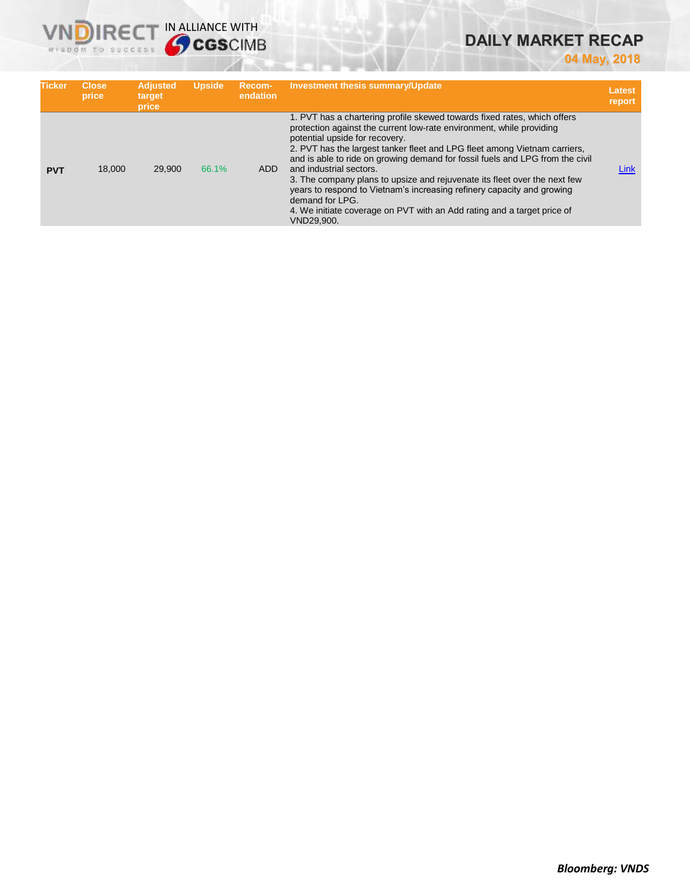| Ticker | Close price | Adjusted target price | Upside | Recom-endation | Investment thesis summary/Update | Latest report |
|---|---|---|---|---|---|---|
| **PVT** | 18,000 | 29,900 | 66.1% | ADD | 1. PVT has a chartering profile skewed towards fixed rates, which offers protection against the current low-rate environment, while providing potential upside for recovery.<br>2. PVT has the largest tanker fleet and LPG fleet among Vietnam carriers, and is able to ride on growing demand for fossil fuels and LPG from the civil and industrial sectors.<br>3. The company plans to upsize and rejuvenate its fleet over the next few years to respond to Vietnam's increasing refinery capacity and growing demand for LPG.<br>4. We initiate coverage on PVT with an Add rating and a target price of VND29,900. | Link |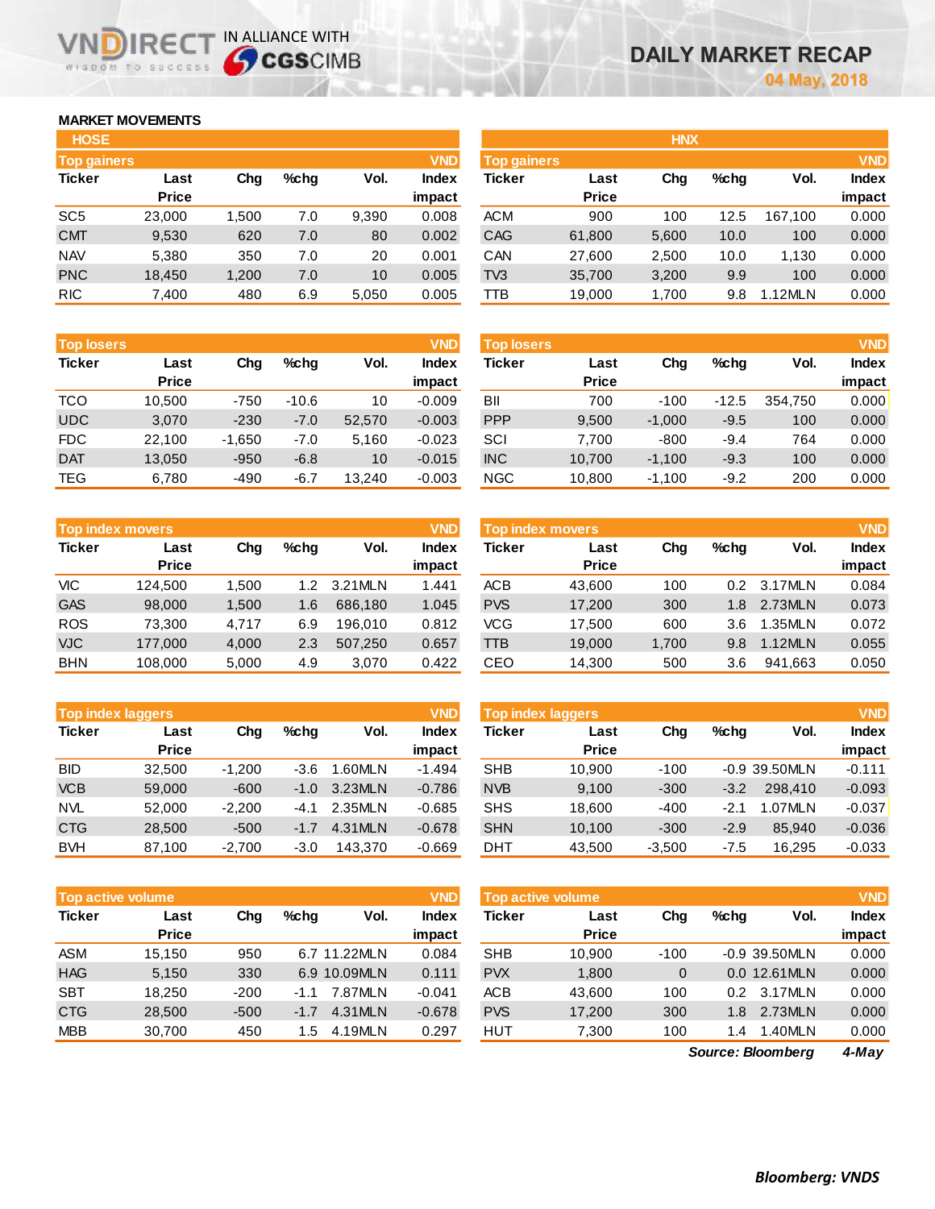# DAILY MARKET RECAP

04 May, 2018

## MARKET MOVEMENTS

### HOSE

**Top gainers** (VND)

| Ticker | Last Price | Chg | %chg | Vol. | Index impact |
|---|---|---|---|---|---|
| SC5 | 23,000 | 1,500 | 7.0 | 9,390 | 0.008 |
| CMT | 9,530 | 620 | 7.0 | 80 | 0.002 |
| NAV | 5,380 | 350 | 7.0 | 20 | 0.001 |
| PNC | 18,450 | 1,200 | 7.0 | 10 | 0.005 |
| RIC | 7,400 | 480 | 6.9 | 5,050 | 0.005 |

**Top losers** (VND)

| Ticker | Last Price | Chg | %chg | Vol. | Index impact |
|---|---|---|---|---|---|
| TCO | 10,500 | -750 | -10.6 | 10 | -0.009 |
| UDC | 3,070 | -230 | -7.0 | 52,570 | -0.003 |
| FDC | 22,100 | -1,650 | -7.0 | 5,160 | -0.023 |
| DAT | 13,050 | -950 | -6.8 | 10 | -0.015 |
| TEG | 6,780 | -490 | -6.7 | 13,240 | -0.003 |

**Top index movers** (VND)

| Ticker | Last Price | Chg | %chg | Vol. | Index impact |
|---|---|---|---|---|---|
| VIC | 124,500 | 1,500 | 1.2 | 3.21MLN | 1.441 |
| GAS | 98,000 | 1,500 | 1.6 | 686,180 | 1.045 |
| ROS | 73,300 | 4,717 | 6.9 | 196,010 | 0.812 |
| VJC | 177,000 | 4,000 | 2.3 | 507,250 | 0.657 |
| BHN | 108,000 | 5,000 | 4.9 | 3,070 | 0.422 |

**Top index laggers** (VND)

| Ticker | Last Price | Chg | %chg | Vol. | Index impact |
|---|---|---|---|---|---|
| BID | 32,500 | -1,200 | -3.6 | 1.60MLN | -1.494 |
| VCB | 59,000 | -600 | -1.0 | 3.23MLN | -0.786 |
| NVL | 52,000 | -2,200 | -4.1 | 2.35MLN | -0.685 |
| CTG | 28,500 | -500 | -1.7 | 4.31MLN | -0.678 |
| BVH | 87,100 | -2,700 | -3.0 | 143,370 | -0.669 |

**Top active volume** (VND)

| Ticker | Last Price | Chg | %chg | Vol. | Index impact |
|---|---|---|---|---|---|
| ASM | 15,150 | 950 | 6.7 | 11.22MLN | 0.084 |
| HAG | 5,150 | 330 | 6.9 | 10.09MLN | 0.111 |
| SBT | 18,250 | -200 | -1.1 | 7.87MLN | -0.041 |
| CTG | 28,500 | -500 | -1.7 | 4.31MLN | -0.678 |
| MBB | 30,700 | 450 | 1.5 | 4.19MLN | 0.297 |

### HNX

**Top gainers** (VND)

| Ticker | Last Price | Chg | %chg | Vol. | Index impact |
|---|---|---|---|---|---|
| ACM | 900 | 100 | 12.5 | 167,100 | 0.000 |
| CAG | 61,800 | 5,600 | 10.0 | 100 | 0.000 |
| CAN | 27,600 | 2,500 | 10.0 | 1,130 | 0.000 |
| TV3 | 35,700 | 3,200 | 9.9 | 100 | 0.000 |
| TTB | 19,000 | 1,700 | 9.8 | 1.12MLN | 0.000 |

**Top losers** (VND)

| Ticker | Last Price | Chg | %chg | Vol. | Index impact |
|---|---|---|---|---|---|
| BII | 700 | -100 | -12.5 | 354,750 | 0.000 |
| PPP | 9,500 | -1,000 | -9.5 | 100 | 0.000 |
| SCI | 7,700 | -800 | -9.4 | 764 | 0.000 |
| INC | 10,700 | -1,100 | -9.3 | 100 | 0.000 |
| NGC | 10,800 | -1,100 | -9.2 | 200 | 0.000 |

**Top index movers** (VND)

| Ticker | Last Price | Chg | %chg | Vol. | Index impact |
|---|---|---|---|---|---|
| ACB | 43,600 | 100 | 0.2 | 3.17MLN | 0.084 |
| PVS | 17,200 | 300 | 1.8 | 2.73MLN | 0.073 |
| VCG | 17,500 | 600 | 3.6 | 1.35MLN | 0.072 |
| TTB | 19,000 | 1,700 | 9.8 | 1.12MLN | 0.055 |
| CEO | 14,300 | 500 | 3.6 | 941,663 | 0.050 |

**Top index laggers** (VND)

| Ticker | Last Price | Chg | %chg | Vol. | Index impact |
|---|---|---|---|---|---|
| SHB | 10,900 | -100 | -0.9 | 39.50MLN | -0.111 |
| NVB | 9,100 | -300 | -3.2 | 298,410 | -0.093 |
| SHS | 18,600 | -400 | -2.1 | 1.07MLN | -0.037 |
| SHN | 10,100 | -300 | -2.9 | 85,940 | -0.036 |
| DHT | 43,500 | -3,500 | -7.5 | 16,295 | -0.033 |

**Top active volume** (VND)

| Ticker | Last Price | Chg | %chg | Vol. | Index impact |
|---|---|---|---|---|---|
| SHB | 10,900 | -100 | -0.9 | 39.50MLN | 0.000 |
| PVX | 1,800 | 0 | 0.0 | 12.61MLN | 0.000 |
| ACB | 43,600 | 100 | 0.2 | 3.17MLN | 0.000 |
| PVS | 17,200 | 300 | 1.8 | 2.73MLN | 0.000 |
| HUT | 7,300 | 100 | 1.4 | 1.40MLN | 0.000 |

*Source: Bloomberg* *4-May*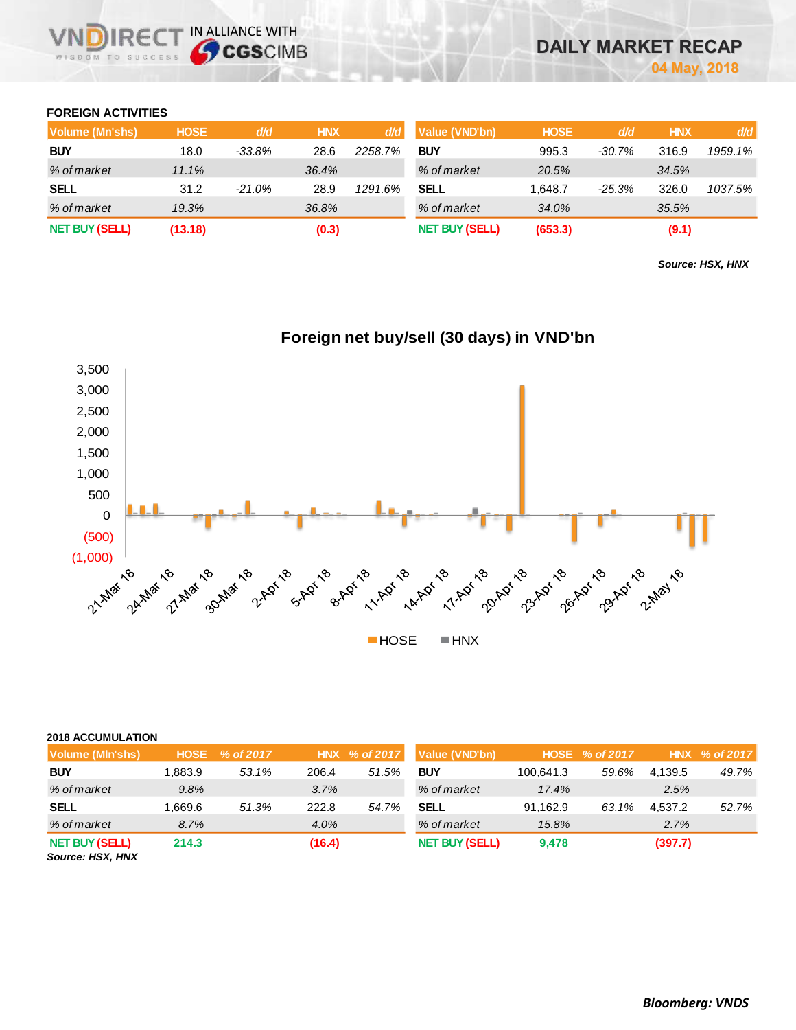# DAILY MARKET RECAP

04 May, 2018

## FOREIGN ACTIVITIES

| Volume (Mn'shs) | HOSE | d/d | HNX | d/d |
|---|---|---|---|---|
| BUY | 18.0 | -33.8% | 28.6 | 2258.7% |
| % of market | 11.1% | | 36.4% | |
| SELL | 31.2 | -21.0% | 28.9 | 1291.6% |
| % of market | 19.3% | | 36.8% | |
| NET BUY (SELL) | (13.18) | | (0.3) | |

| Value (VND'bn) | HOSE | d/d | HNX | d/d |
|---|---|---|---|---|
| BUY | 995.3 | -30.7% | 316.9 | 1959.1% |
| % of market | 20.5% | | 34.5% | |
| SELL | 1,648.7 | -25.3% | 326.0 | 1037.5% |
| % of market | 34.0% | | 35.5% | |
| NET BUY (SELL) | (653.3) | | (9.1) | |

***Source: HSX, HNX***

**Foreign net buy/sell (30 days) in VND'bn**

## 2018 ACCUMULATION

| Volume (Mln'shs) | HOSE | % of 2017 | HNX | % of 2017 |
|---|---|---|---|---|
| BUY | 1,883.9 | 53.1% | 206.4 | 51.5% |
| % of market | 9.8% | | 3.7% | |
| SELL | 1,669.6 | 51.3% | 222.8 | 54.7% |
| % of market | 8.7% | | 4.0% | |
| NET BUY (SELL) | 214.3 | | (16.4) | |

| Value (VND'bn) | HOSE | % of 2017 | HNX | % of 2017 |
|---|---|---|---|---|
| BUY | 100,641.3 | 59.6% | 4,139.5 | 49.7% |
| % of market | 17.4% | | 2.5% | |
| SELL | 91,162.9 | 63.1% | 4,537.2 | 52.7% |
| % of market | 15.8% | | 2.7% | |
| NET BUY (SELL) | 9,478 | | (397.7) | |

***Source: HSX, HNX***

***Bloomberg: VNDS***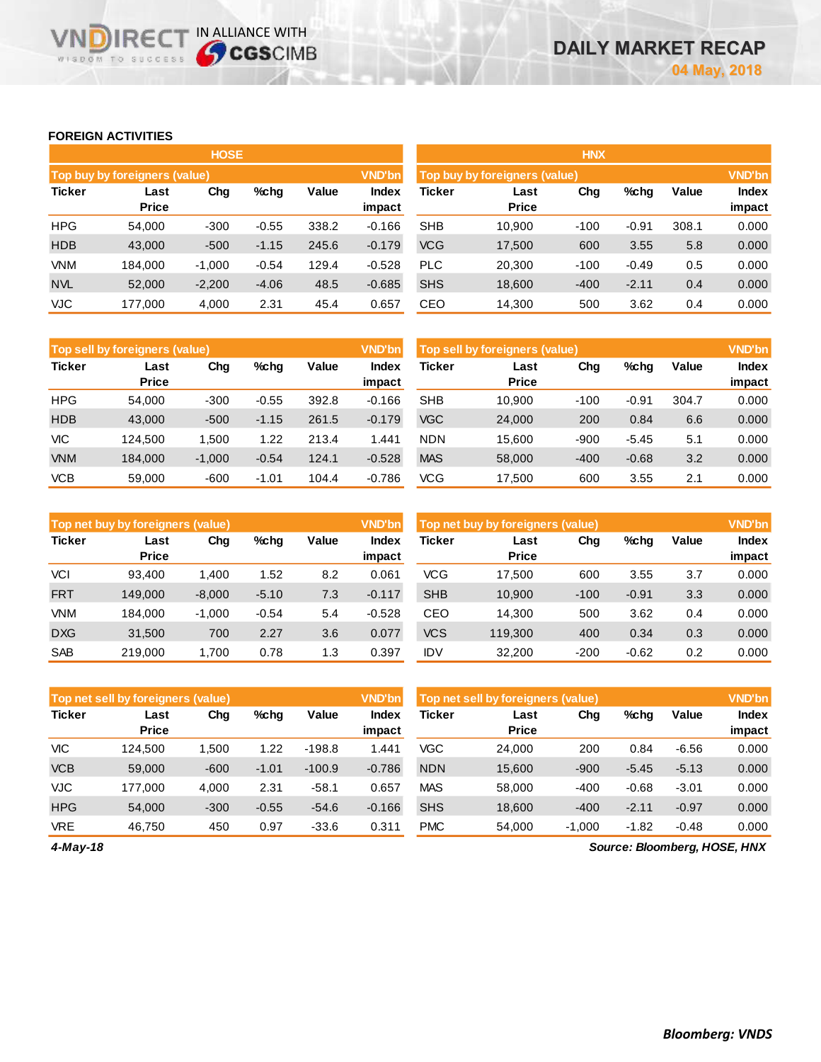## FOREIGN ACTIVITIES

### HOSE

| Top buy by foreigners (value) | | | | | VND'bn |
|---|---|---|---|---|---|
| Ticker | Last Price | Chg | %chg | Value | Index impact |
| HPG | 54,000 | -300 | -0.55 | 338.2 | -0.166 |
| HDB | 43,000 | -500 | -1.15 | 245.6 | -0.179 |
| VNM | 184,000 | -1,000 | -0.54 | 129.4 | -0.528 |
| NVL | 52,000 | -2,200 | -4.06 | 48.5 | -0.685 |
| VJC | 177,000 | 4,000 | 2.31 | 45.4 | 0.657 |

| Top sell by foreigners (value) | | | | | VND'bn |
|---|---|---|---|---|---|
| Ticker | Last Price | Chg | %chg | Value | Index impact |
| HPG | 54,000 | -300 | -0.55 | 392.8 | -0.166 |
| HDB | 43,000 | -500 | -1.15 | 261.5 | -0.179 |
| VIC | 124,500 | 1,500 | 1.22 | 213.4 | 1.441 |
| VNM | 184,000 | -1,000 | -0.54 | 124.1 | -0.528 |
| VCB | 59,000 | -600 | -1.01 | 104.4 | -0.786 |

| Top net buy by foreigners (value) | | | | | VND'bn |
|---|---|---|---|---|---|
| Ticker | Last Price | Chg | %chg | Value | Index impact |
| VCI | 93,400 | 1,400 | 1.52 | 8.2 | 0.061 |
| FRT | 149,000 | -8,000 | -5.10 | 7.3 | -0.117 |
| VNM | 184,000 | -1,000 | -0.54 | 5.4 | -0.528 |
| DXG | 31,500 | 700 | 2.27 | 3.6 | 0.077 |
| SAB | 219,000 | 1,700 | 0.78 | 1.3 | 0.397 |

| Top net sell by foreigners (value) | | | | | VND'bn |
|---|---|---|---|---|---|
| Ticker | Last Price | Chg | %chg | Value | Index impact |
| VIC | 124,500 | 1,500 | 1.22 | -198.8 | 1.441 |
| VCB | 59,000 | -600 | -1.01 | -100.9 | -0.786 |
| VJC | 177,000 | 4,000 | 2.31 | -58.1 | 0.657 |
| HPG | 54,000 | -300 | -0.55 | -54.6 | -0.166 |
| VRE | 46,750 | 450 | 0.97 | -33.6 | 0.311 |

### HNX

| Top buy by foreigners (value) | | | | | VND'bn |
|---|---|---|---|---|---|
| Ticker | Last Price | Chg | %chg | Value | Index impact |
| SHB | 10,900 | -100 | -0.91 | 308.1 | 0.000 |
| VCG | 17,500 | 600 | 3.55 | 5.8 | 0.000 |
| PLC | 20,300 | -100 | -0.49 | 0.5 | 0.000 |
| SHS | 18,600 | -400 | -2.11 | 0.4 | 0.000 |
| CEO | 14,300 | 500 | 3.62 | 0.4 | 0.000 |

| Top sell by foreigners (value) | | | | | VND'bn |
|---|---|---|---|---|---|
| Ticker | Last Price | Chg | %chg | Value | Index impact |
| SHB | 10,900 | -100 | -0.91 | 304.7 | 0.000 |
| VGC | 24,000 | 200 | 0.84 | 6.6 | 0.000 |
| NDN | 15,600 | -900 | -5.45 | 5.1 | 0.000 |
| MAS | 58,000 | -400 | -0.68 | 3.2 | 0.000 |
| VCG | 17,500 | 600 | 3.55 | 2.1 | 0.000 |

| Top net buy by foreigners (value) | | | | | VND'bn |
|---|---|---|---|---|---|
| Ticker | Last Price | Chg | %chg | Value | Index impact |
| VCG | 17,500 | 600 | 3.55 | 3.7 | 0.000 |
| SHB | 10,900 | -100 | -0.91 | 3.3 | 0.000 |
| CEO | 14,300 | 500 | 3.62 | 0.4 | 0.000 |
| VCS | 119,300 | 400 | 0.34 | 0.3 | 0.000 |
| IDV | 32,200 | -200 | -0.62 | 0.2 | 0.000 |

| Top net sell by foreigners (value) | | | | | VND'bn |
|---|---|---|---|---|---|
| Ticker | Last Price | Chg | %chg | Value | Index impact |
| VGC | 24,000 | 200 | 0.84 | -6.56 | 0.000 |
| NDN | 15,600 | -900 | -5.45 | -5.13 | 0.000 |
| MAS | 58,000 | -400 | -0.68 | -3.01 | 0.000 |
| SHS | 18,600 | -400 | -2.11 | -0.97 | 0.000 |
| PMC | 54,000 | -1,000 | -1.82 | -0.48 | 0.000 |

*4-May-18*

*Source: Bloomberg, HOSE, HNX*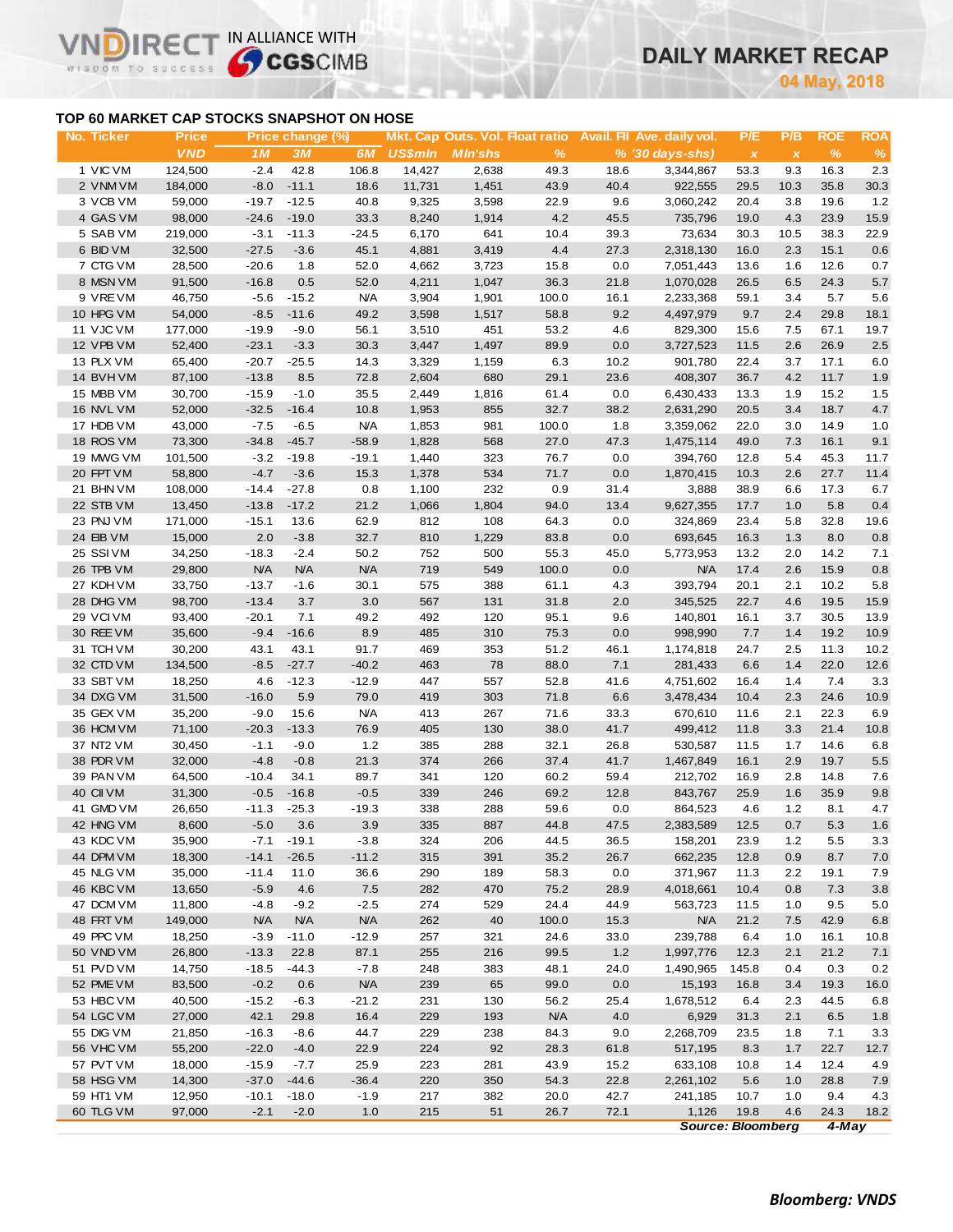# DAILY MARKET RECAP

**04 May, 2018**

## TOP 60 MARKET CAP STOCKS SNAPSHOT ON HOSE

| No. | Ticker | Price | Price change (%) | | | Mkt. Cap | Outs. Vol. | Float ratio | Avail. FII | Ave. daily vol. | P/E | P/B | ROE | ROA |
|---|---|---|---|---|---|---|---|---|---|---|---|---|---|---|
| | | VND | 1M | 3M | 6M | US$mln | Mln'shs | % | % | '30 days-shs) | x | x | % | % |
| 1 | VIC VM | 124,500 | -2.4 | 42.8 | 106.8 | 14,427 | 2,638 | 49.3 | 18.6 | 3,344,867 | 53.3 | 9.3 | 16.3 | 2.3 |
| 2 | VNM VM | 184,000 | -8.0 | -11.1 | 18.6 | 11,731 | 1,451 | 43.9 | 40.4 | 922,555 | 29.5 | 10.3 | 35.8 | 30.3 |
| 3 | VCB VM | 59,000 | -19.7 | -12.5 | 40.8 | 9,325 | 3,598 | 22.9 | 9.6 | 3,060,242 | 20.4 | 3.8 | 19.6 | 1.2 |
| 4 | GAS VM | 98,000 | -24.6 | -19.0 | 33.3 | 8,240 | 1,914 | 4.2 | 45.5 | 735,796 | 19.0 | 4.3 | 23.9 | 15.9 |
| 5 | SAB VM | 219,000 | -3.1 | -11.3 | -24.5 | 6,170 | 641 | 10.4 | 39.3 | 73,634 | 30.3 | 10.5 | 38.3 | 22.9 |
| 6 | BID VM | 32,500 | -27.5 | -3.6 | 45.1 | 4,881 | 3,419 | 4.4 | 27.3 | 2,318,130 | 16.0 | 2.3 | 15.1 | 0.6 |
| 7 | CTG VM | 28,500 | -20.6 | 1.8 | 52.0 | 4,662 | 3,723 | 15.8 | 0.0 | 7,051,443 | 13.6 | 1.6 | 12.6 | 0.7 |
| 8 | MSN VM | 91,500 | -16.8 | 0.5 | 52.0 | 4,211 | 1,047 | 36.3 | 21.8 | 1,070,028 | 26.5 | 6.5 | 24.3 | 5.7 |
| 9 | VRE VM | 46,750 | -5.6 | -15.2 | N/A | 3,904 | 1,901 | 100.0 | 16.1 | 2,233,368 | 59.1 | 3.4 | 5.7 | 5.6 |
| 10 | HPG VM | 54,000 | -8.5 | -11.6 | 49.2 | 3,598 | 1,517 | 58.8 | 9.2 | 4,497,979 | 9.7 | 2.4 | 29.8 | 18.1 |
| 11 | VJC VM | 177,000 | -19.9 | -9.0 | 56.1 | 3,510 | 451 | 53.2 | 4.6 | 829,300 | 15.6 | 7.5 | 67.1 | 19.7 |
| 12 | VPB VM | 52,400 | -23.1 | -3.3 | 30.3 | 3,447 | 1,497 | 89.9 | 0.0 | 3,727,523 | 11.5 | 2.6 | 26.9 | 2.5 |
| 13 | PLX VM | 65,400 | -20.7 | -25.5 | 14.3 | 3,329 | 1,159 | 6.3 | 10.2 | 901,780 | 22.4 | 3.7 | 17.1 | 6.0 |
| 14 | BVH VM | 87,100 | -13.8 | 8.5 | 72.8 | 2,604 | 680 | 29.1 | 23.6 | 408,307 | 36.7 | 4.2 | 11.7 | 1.9 |
| 15 | MBB VM | 30,700 | -15.9 | -1.0 | 35.5 | 2,449 | 1,816 | 61.4 | 0.0 | 6,430,433 | 13.3 | 1.9 | 15.2 | 1.5 |
| 16 | NVL VM | 52,000 | -32.5 | -16.4 | 10.8 | 1,953 | 855 | 32.7 | 38.2 | 2,631,290 | 20.5 | 3.4 | 18.7 | 4.7 |
| 17 | HDB VM | 43,000 | -7.5 | -6.5 | N/A | 1,853 | 981 | 100.0 | 1.8 | 3,359,062 | 22.0 | 3.0 | 14.9 | 1.0 |
| 18 | ROS VM | 73,300 | -34.8 | -45.7 | -58.9 | 1,828 | 568 | 27.0 | 47.3 | 1,475,114 | 49.0 | 7.3 | 16.1 | 9.1 |
| 19 | MWG VM | 101,500 | -3.2 | -19.8 | -19.1 | 1,440 | 323 | 76.7 | 0.0 | 394,760 | 12.8 | 5.4 | 45.3 | 11.7 |
| 20 | FPT VM | 58,800 | -4.7 | -3.6 | 15.3 | 1,378 | 534 | 71.7 | 0.0 | 1,870,415 | 10.3 | 2.6 | 27.7 | 11.4 |
| 21 | BHN VM | 108,000 | -14.4 | -27.8 | 0.8 | 1,100 | 232 | 0.9 | 31.4 | 3,888 | 38.9 | 6.6 | 17.3 | 6.7 |
| 22 | STB VM | 13,450 | -13.8 | -17.2 | 21.2 | 1,066 | 1,804 | 94.0 | 13.4 | 9,627,355 | 17.7 | 1.0 | 5.8 | 0.4 |
| 23 | PNJ VM | 171,000 | -15.1 | 13.6 | 62.9 | 812 | 108 | 64.3 | 0.0 | 324,869 | 23.4 | 5.8 | 32.8 | 19.6 |
| 24 | EIB VM | 15,000 | 2.0 | -3.8 | 32.7 | 810 | 1,229 | 83.8 | 0.0 | 693,645 | 16.3 | 1.3 | 8.0 | 0.8 |
| 25 | SSI VM | 34,250 | -18.3 | -2.4 | 50.2 | 752 | 500 | 55.3 | 45.0 | 5,773,953 | 13.2 | 2.0 | 14.2 | 7.1 |
| 26 | TPB VM | 29,800 | N/A | N/A | N/A | 719 | 549 | 100.0 | 0.0 | N/A | 17.4 | 2.6 | 15.9 | 0.8 |
| 27 | KDH VM | 33,750 | -13.7 | -1.6 | 30.1 | 575 | 388 | 61.1 | 4.3 | 393,794 | 20.1 | 2.1 | 10.2 | 5.8 |
| 28 | DHG VM | 98,700 | -13.4 | 3.7 | 3.0 | 567 | 131 | 31.8 | 2.0 | 345,525 | 22.7 | 4.6 | 19.5 | 15.9 |
| 29 | VCI VM | 93,400 | -20.1 | 7.1 | 49.2 | 492 | 120 | 95.1 | 9.6 | 140,801 | 16.1 | 3.7 | 30.5 | 13.9 |
| 30 | REE VM | 35,600 | -9.4 | -16.6 | 8.9 | 485 | 310 | 75.3 | 0.0 | 998,990 | 7.7 | 1.4 | 19.2 | 10.9 |
| 31 | TCH VM | 30,200 | 43.1 | 43.1 | 91.7 | 469 | 353 | 51.2 | 46.1 | 1,174,818 | 24.7 | 2.5 | 11.3 | 10.2 |
| 32 | CTD VM | 134,500 | -8.5 | -27.7 | -40.2 | 463 | 78 | 88.0 | 7.1 | 281,433 | 6.6 | 1.4 | 22.0 | 12.6 |
| 33 | SBT VM | 18,250 | 4.6 | -12.3 | -12.9 | 447 | 557 | 52.8 | 41.6 | 4,751,602 | 16.4 | 1.4 | 7.4 | 3.3 |
| 34 | DXG VM | 31,500 | -16.0 | 5.9 | 79.0 | 419 | 303 | 71.8 | 6.6 | 3,478,434 | 10.4 | 2.3 | 24.6 | 10.9 |
| 35 | GEX VM | 35,200 | -9.0 | 15.6 | N/A | 413 | 267 | 71.6 | 33.3 | 670,610 | 11.6 | 2.1 | 22.3 | 6.9 |
| 36 | HCM VM | 71,100 | -20.3 | -13.3 | 76.9 | 405 | 130 | 38.0 | 41.7 | 499,412 | 11.8 | 3.3 | 21.4 | 10.8 |
| 37 | NT2 VM | 30,450 | -1.1 | -9.0 | 1.2 | 385 | 288 | 32.1 | 26.8 | 530,587 | 11.5 | 1.7 | 14.6 | 6.8 |
| 38 | PDR VM | 32,000 | -4.8 | -0.8 | 21.3 | 374 | 266 | 37.4 | 41.7 | 1,467,849 | 16.1 | 2.9 | 19.7 | 5.5 |
| 39 | PAN VM | 64,500 | -10.4 | 34.1 | 89.7 | 341 | 120 | 60.2 | 59.4 | 212,702 | 16.9 | 2.8 | 14.8 | 7.6 |
| 40 | CII VM | 31,300 | -0.5 | -16.8 | -0.5 | 339 | 246 | 69.2 | 12.8 | 843,767 | 25.9 | 1.6 | 35.9 | 9.8 |
| 41 | GMD VM | 26,650 | -11.3 | -25.3 | -19.3 | 338 | 288 | 59.6 | 0.0 | 864,523 | 4.6 | 1.2 | 8.1 | 4.7 |
| 42 | HNG VM | 8,600 | -5.0 | 3.6 | 3.9 | 335 | 887 | 44.8 | 47.5 | 2,383,589 | 12.5 | 0.7 | 5.3 | 1.6 |
| 43 | KDC VM | 35,900 | -7.1 | -19.1 | -3.8 | 324 | 206 | 44.5 | 36.5 | 158,201 | 23.9 | 1.2 | 5.5 | 3.3 |
| 44 | DPM VM | 18,300 | -14.1 | -26.5 | -11.2 | 315 | 391 | 35.2 | 26.7 | 662,235 | 12.8 | 0.9 | 8.7 | 7.0 |
| 45 | NLG VM | 35,000 | -11.4 | 11.0 | 36.6 | 290 | 189 | 58.3 | 0.0 | 371,967 | 11.3 | 2.2 | 19.1 | 7.9 |
| 46 | KBC VM | 13,650 | -5.9 | 4.6 | 7.5 | 282 | 470 | 75.2 | 28.9 | 4,018,661 | 10.4 | 0.8 | 7.3 | 3.8 |
| 47 | DCM VM | 11,800 | -4.8 | -9.2 | -2.5 | 274 | 529 | 24.4 | 44.9 | 563,723 | 11.5 | 1.0 | 9.5 | 5.0 |
| 48 | FRT VM | 149,000 | N/A | N/A | N/A | 262 | 40 | 100.0 | 15.3 | N/A | 21.2 | 7.5 | 42.9 | 6.8 |
| 49 | PPC VM | 18,250 | -3.9 | -11.0 | -12.9 | 257 | 321 | 24.6 | 33.0 | 239,788 | 6.4 | 1.0 | 16.1 | 10.8 |
| 50 | VND VM | 26,800 | -13.3 | 22.8 | 87.1 | 255 | 216 | 99.5 | 1.2 | 1,997,776 | 12.3 | 2.1 | 21.2 | 7.1 |
| 51 | PVD VM | 14,750 | -18.5 | -44.3 | -7.8 | 248 | 383 | 48.1 | 24.0 | 1,490,965 | 145.8 | 0.4 | 0.3 | 0.2 |
| 52 | PME VM | 83,500 | -0.2 | 0.6 | N/A | 239 | 65 | 99.0 | 0.0 | 15,193 | 16.8 | 3.4 | 19.3 | 16.0 |
| 53 | HBC VM | 40,500 | -15.2 | -6.3 | -21.2 | 231 | 130 | 56.2 | 25.4 | 1,678,512 | 6.4 | 2.3 | 44.5 | 6.8 |
| 54 | LGC VM | 27,000 | 42.1 | 29.8 | 16.4 | 229 | 193 | N/A | 4.0 | 6,929 | 31.3 | 2.1 | 6.5 | 1.8 |
| 55 | DIG VM | 21,850 | -16.3 | -8.6 | 44.7 | 229 | 238 | 84.3 | 9.0 | 2,268,709 | 23.5 | 1.8 | 7.1 | 3.3 |
| 56 | VHC VM | 55,200 | -22.0 | -4.0 | 22.9 | 224 | 92 | 28.3 | 61.8 | 517,195 | 8.3 | 1.7 | 22.7 | 12.7 |
| 57 | PVT VM | 18,000 | -15.9 | -7.7 | 25.9 | 223 | 281 | 43.9 | 15.2 | 633,108 | 10.8 | 1.4 | 12.4 | 4.9 |
| 58 | HSG VM | 14,300 | -37.0 | -44.6 | -36.4 | 220 | 350 | 54.3 | 22.8 | 2,261,102 | 5.6 | 1.0 | 28.8 | 7.9 |
| 59 | HT1 VM | 12,950 | -10.1 | -18.0 | -1.9 | 217 | 382 | 20.0 | 42.7 | 241,185 | 10.7 | 1.0 | 9.4 | 4.3 |
| 60 | TLG VM | 97,000 | -2.1 | -2.0 | 1.0 | 215 | 51 | 26.7 | 72.1 | 1,126 | 19.8 | 4.6 | 24.3 | 18.2 |

*Source: Bloomberg* *4-May*

***Bloomberg: VNDS***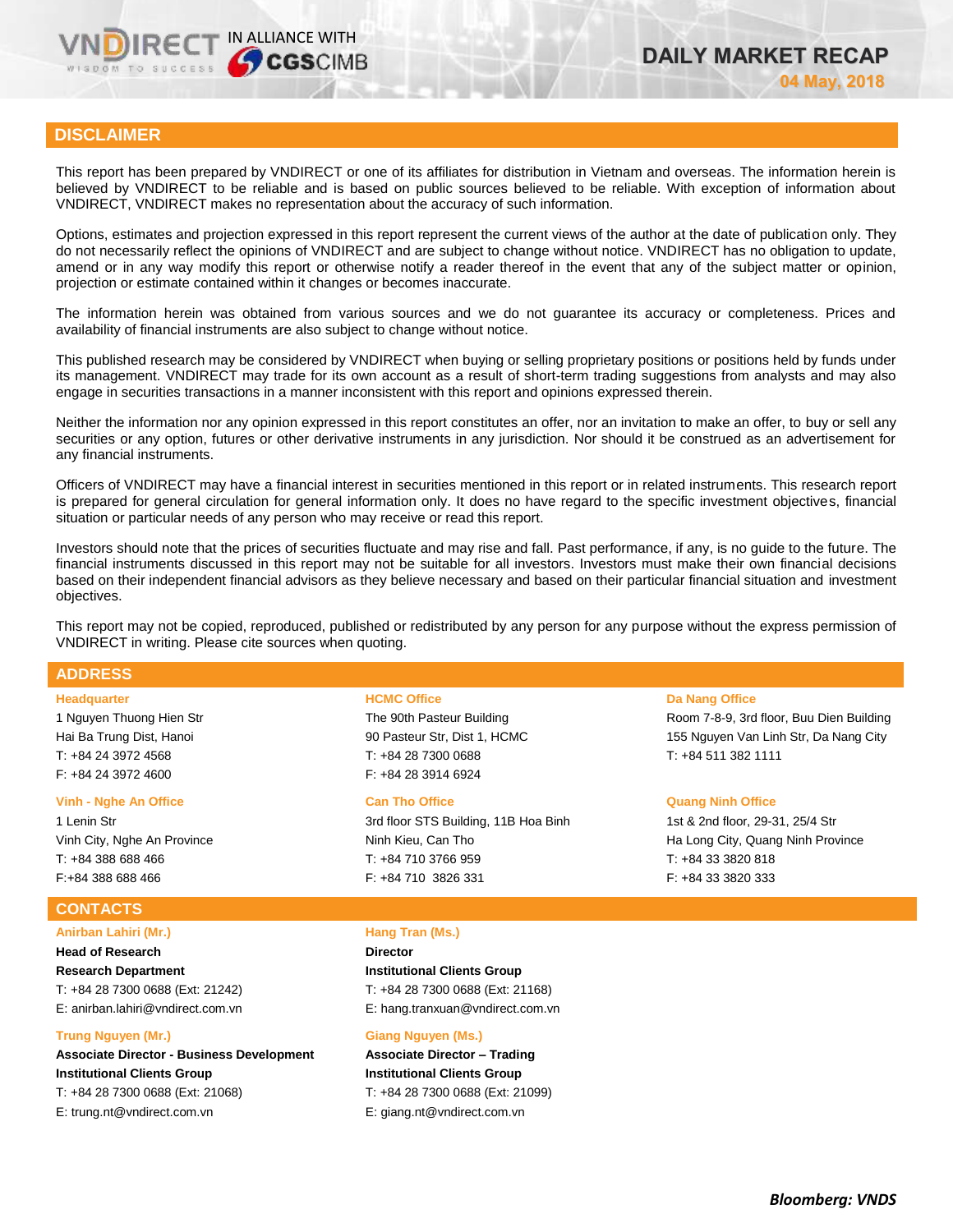# DISCLAIMER

This report has been prepared by VNDIRECT or one of its affiliates for distribution in Vietnam and overseas. The information herein is believed by VNDIRECT to be reliable and is based on public sources believed to be reliable. With exception of information about VNDIRECT, VNDIRECT makes no representation about the accuracy of such information.

Options, estimates and projection expressed in this report represent the current views of the author at the date of publication only. They do not necessarily reflect the opinions of VNDIRECT and are subject to change without notice. VNDIRECT has no obligation to update, amend or in any way modify this report or otherwise notify a reader thereof in the event that any of the subject matter or opinion, projection or estimate contained within it changes or becomes inaccurate.

The information herein was obtained from various sources and we do not guarantee its accuracy or completeness. Prices and availability of financial instruments are also subject to change without notice.

This published research may be considered by VNDIRECT when buying or selling proprietary positions or positions held by funds under its management. VNDIRECT may trade for its own account as a result of short-term trading suggestions from analysts and may also engage in securities transactions in a manner inconsistent with this report and opinions expressed therein.

Neither the information nor any opinion expressed in this report constitutes an offer, nor an invitation to make an offer, to buy or sell any securities or any option, futures or other derivative instruments in any jurisdiction. Nor should it be construed as an advertisement for any financial instruments.

Officers of VNDIRECT may have a financial interest in securities mentioned in this report or in related instruments. This research report is prepared for general circulation for general information only. It does no have regard to the specific investment objectives, financial situation or particular needs of any person who may receive or read this report.

Investors should note that the prices of securities fluctuate and may rise and fall. Past performance, if any, is no guide to the future. The financial instruments discussed in this report may not be suitable for all investors. Investors must make their own financial decisions based on their independent financial advisors as they believe necessary and based on their particular financial situation and investment objectives.

This report may not be copied, reproduced, published or redistributed by any person for any purpose without the express permission of VNDIRECT in writing. Please cite sources when quoting.

# ADDRESS

**Headquarter**
1 Nguyen Thuong Hien Str
Hai Ba Trung Dist, Hanoi
T: +84 24 3972 4568
F: +84 24 3972 4600

**HCMC Office**
The 90th Pasteur Building
90 Pasteur Str, Dist 1, HCMC
T: +84 28 7300 0688
F: +84 28 3914 6924

**Da Nang Office**
Room 7-8-9, 3rd floor, Buu Dien Building
155 Nguyen Van Linh Str, Da Nang City
T: +84 511 382 1111

**Vinh - Nghe An Office**
1 Lenin Str
Vinh City, Nghe An Province
T: +84 388 688 466
F:+84 388 688 466

**Can Tho Office**
3rd floor STS Building, 11B Hoa Binh
Ninh Kieu, Can Tho
T: +84 710 3766 959
F: +84 710 3826 331

**Quang Ninh Office**
1st & 2nd floor, 29-31, 25/4 Str
Ha Long City, Quang Ninh Province
T: +84 33 3820 818
F: +84 33 3820 333

# CONTACTS

**Anirban Lahiri (Mr.)**
**Head of Research**
**Research Department**
T: +84 28 7300 0688 (Ext: 21242)
E: anirban.lahiri@vndirect.com.vn

**Hang Tran (Ms.)**
**Director**
**Institutional Clients Group**
T: +84 28 7300 0688 (Ext: 21168)
E: hang.tranxuan@vndirect.com.vn

**Trung Nguyen (Mr.)**
**Associate Director - Business Development**
**Institutional Clients Group**
T: +84 28 7300 0688 (Ext: 21068)
E: trung.nt@vndirect.com.vn

**Giang Nguyen (Ms.)**
**Associate Director – Trading**
**Institutional Clients Group**
T: +84 28 7300 0688 (Ext: 21099)
E: giang.nt@vndirect.com.vn

***Bloomberg: VNDS***